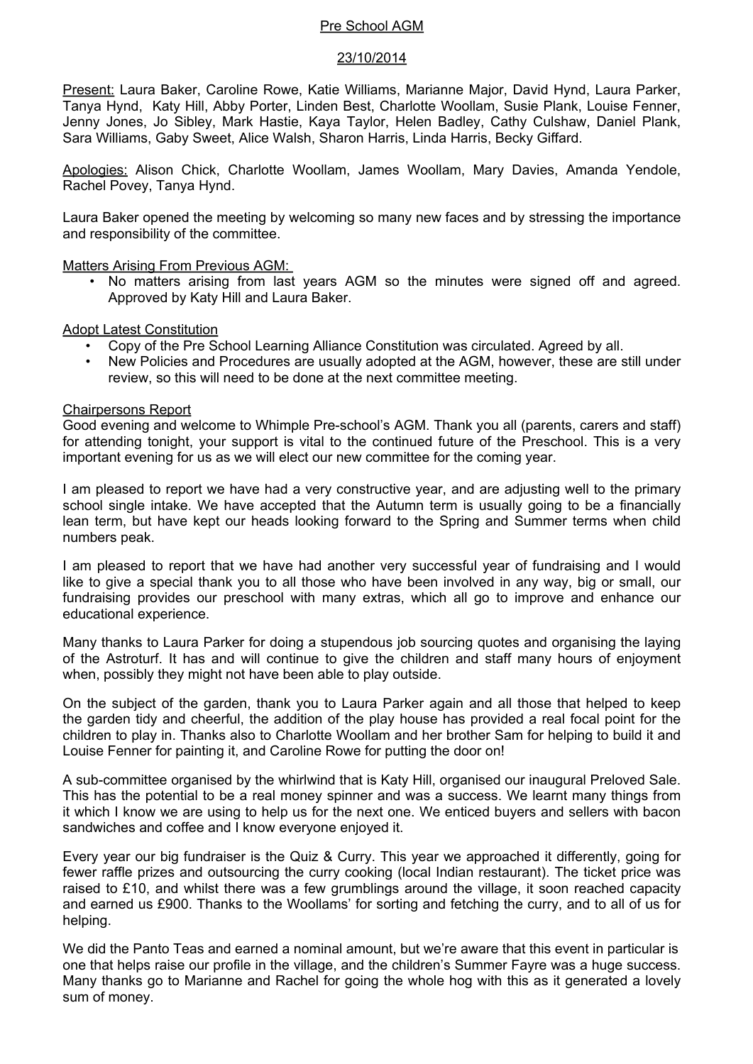# Pre School AGM

## 23/10/2014

Present: Laura Baker, Caroline Rowe, Katie Williams, Marianne Major, David Hynd, Laura Parker, Tanya Hynd, Katy Hill, Abby Porter, Linden Best, Charlotte Woollam, Susie Plank, Louise Fenner, Jenny Jones, Jo Sibley, Mark Hastie, Kaya Taylor, Helen Badley, Cathy Culshaw, Daniel Plank, Sara Williams, Gaby Sweet, Alice Walsh, Sharon Harris, Linda Harris, Becky Giffard.

Apologies: Alison Chick, Charlotte Woollam, James Woollam, Mary Davies, Amanda Yendole, Rachel Povey, Tanya Hynd.

Laura Baker opened the meeting by welcoming so many new faces and by stressing the importance and responsibility of the committee.

### Matters Arising From Previous AGM:

- No matters arising from last years AGM so the minutes were signed off and agreed. Approved by Katy Hill and Laura Baker.

### Adopt Latest Constitution

- Copy of the Pre School Learning Alliance Constitution was circulated. Agreed by all.
- New Policies and Procedures are usually adopted at the AGM, however, these are still under review, so this will need to be done at the next committee meeting.

### Chairpersons Report

Good evening and welcome to Whimple Pre-school's AGM. Thank you all (parents, carers and staff) for attending tonight, your support is vital to the continued future of the Preschool. This is a very important evening for us as we will elect our new committee for the coming year.

I am pleased to report we have had a very constructive year, and are adjusting well to the primary school single intake. We have accepted that the Autumn term is usually going to be a financially lean term, but have kept our heads looking forward to the Spring and Summer terms when child numbers peak.

I am pleased to report that we have had another very successful year of fundraising and I would like to give a special thank you to all those who have been involved in any way, big or small, our fundraising provides our preschool with many extras, which all go to improve and enhance our educational experience.

Many thanks to Laura Parker for doing a stupendous job sourcing quotes and organising the laying of the Astroturf. It has and will continue to give the children and staff many hours of enjoyment when, possibly they might not have been able to play outside.

On the subject of the garden, thank you to Laura Parker again and all those that helped to keep the garden tidy and cheerful, the addition of the play house has provided a real focal point for the children to play in. Thanks also to Charlotte Woollam and her brother Sam for helping to build it and Louise Fenner for painting it, and Caroline Rowe for putting the door on!

A sub-committee organised by the whirlwind that is Katy Hill, organised our inaugural Preloved Sale. This has the potential to be a real money spinner and was a success. We learnt many things from it which I know we are using to help us for the next one. We enticed buyers and sellers with bacon sandwiches and coffee and I know everyone enjoyed it.

Every year our big fundraiser is the Quiz & Curry. This year we approached it differently, going for fewer raffle prizes and outsourcing the curry cooking (local Indian restaurant). The ticket price was raised to £10, and whilst there was a few grumblings around the village, it soon reached capacity and earned us £900. Thanks to the Woollams' for sorting and fetching the curry, and to all of us for helping.

We did the Panto Teas and earned a nominal amount, but we're aware that this event in particular is one that helps raise our profile in the village, and the children's Summer Fayre was a huge success. Many thanks go to Marianne and Rachel for going the whole hog with this as it generated a lovely sum of money.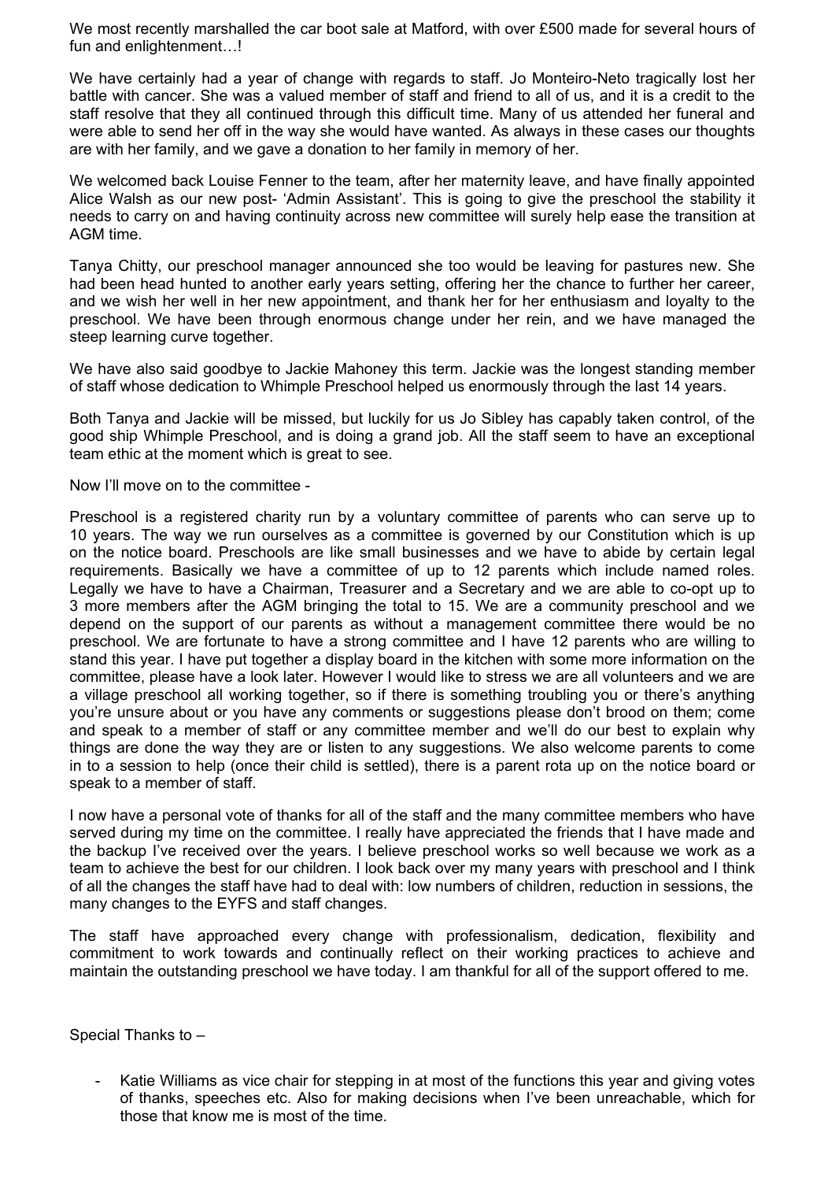We most recently marshalled the car boot sale at Matford, with over £500 made for several hours of fun and enlightenment…!

We have certainly had a year of change with regards to staff. Jo Monteiro-Neto tragically lost her battle with cancer. She was a valued member of staff and friend to all of us, and it is a credit to the staff resolve that they all continued through this difficult time. Many of us attended her funeral and were able to send her off in the way she would have wanted. As always in these cases our thoughts are with her family, and we gave a donation to her family in memory of her.

We welcomed back Louise Fenner to the team, after her maternity leave, and have finally appointed Alice Walsh as our new post- 'Admin Assistant'. This is going to give the preschool the stability it needs to carry on and having continuity across new committee will surely help ease the transition at AGM time.

Tanya Chitty, our preschool manager announced she too would be leaving for pastures new. She had been head hunted to another early years setting, offering her the chance to further her career, and we wish her well in her new appointment, and thank her for her enthusiasm and loyalty to the preschool. We have been through enormous change under her rein, and we have managed the steep learning curve together.

We have also said goodbye to Jackie Mahoney this term. Jackie was the longest standing member of staff whose dedication to Whimple Preschool helped us enormously through the last 14 years.

Both Tanya and Jackie will be missed, but luckily for us Jo Sibley has capably taken control, of the good ship Whimple Preschool, and is doing a grand job. All the staff seem to have an exceptional team ethic at the moment which is great to see.

Now I'll move on to the committee -

Preschool is a registered charity run by a voluntary committee of parents who can serve up to 10 years. The way we run ourselves as a committee is governed by our Constitution which is up on the notice board. Preschools are like small businesses and we have to abide by certain legal requirements. Basically we have a committee of up to 12 parents which include named roles. Legally we have to have a Chairman, Treasurer and a Secretary and we are able to co-opt up to 3 more members after the AGM bringing the total to 15. We are a community preschool and we depend on the support of our parents as without a management committee there would be no preschool. We are fortunate to have a strong committee and I have 12 parents who are willing to stand this year. I have put together a display board in the kitchen with some more information on the committee, please have a look later. However I would like to stress we are all volunteers and we are a village preschool all working together, so if there is something troubling you or there's anything you're unsure about or you have any comments or suggestions please don't brood on them; come and speak to a member of staff or any committee member and we'll do our best to explain why things are done the way they are or listen to any suggestions. We also welcome parents to come in to a session to help (once their child is settled), there is a parent rota up on the notice board or speak to a member of staff.

I now have a personal vote of thanks for all of the staff and the many committee members who have served during my time on the committee. I really have appreciated the friends that I have made and the backup I've received over the years. I believe preschool works so well because we work as a team to achieve the best for our children. I look back over my many years with preschool and I think of all the changes the staff have had to deal with: low numbers of children, reduction in sessions, the many changes to the EYFS and staff changes.

The staff have approached every change with professionalism, dedication, flexibility and commitment to work towards and continually reflect on their working practices to achieve and maintain the outstanding preschool we have today. I am thankful for all of the support offered to me.

Special Thanks to –

- Katie Williams as vice chair for stepping in at most of the functions this year and giving votes of thanks, speeches etc. Also for making decisions when I've been unreachable, which for those that know me is most of the time.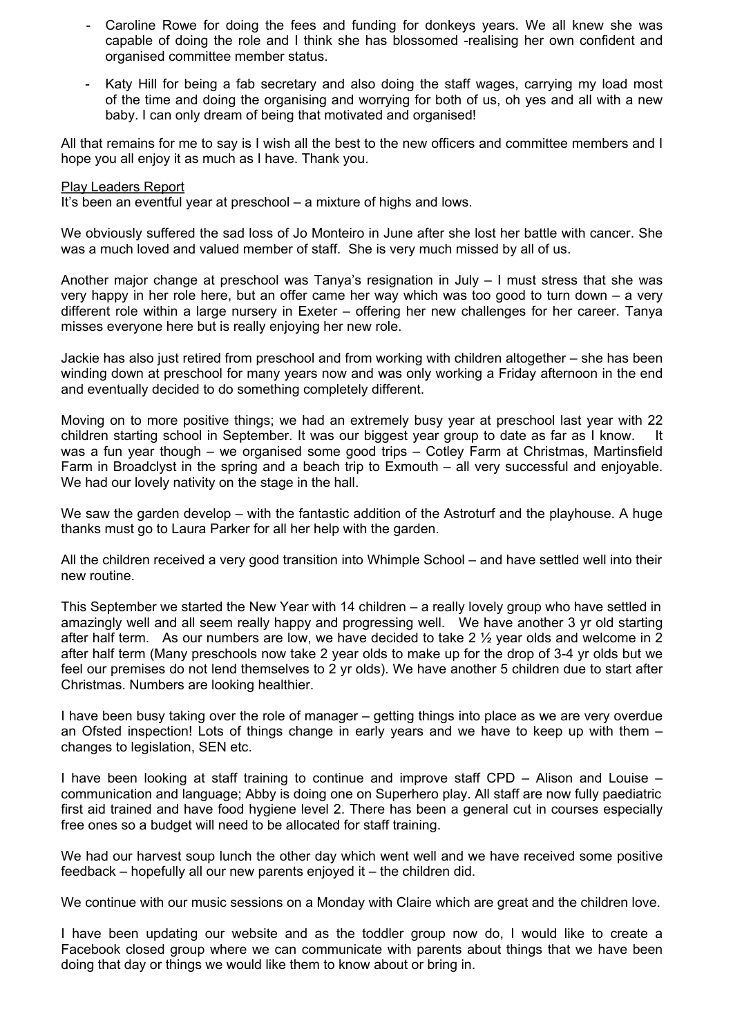- Caroline Rowe for doing the fees and funding for donkeys years. We all knew she was capable of doing the role and I think she has blossomed -realising her own confident and organised committee member status.
- Katy Hill for being a fab secretary and also doing the staff wages, carrying my load most of the time and doing the organising and worrying for both of us, oh yes and all with a new baby. I can only dream of being that motivated and organised!

All that remains for me to say is I wish all the best to the new officers and committee members and I hope you all enjoy it as much as I have. Thank you.

<u>Play Leaders Report</u>

It's been an eventful year at preschool – a mixture of highs and lows.

We obviously suffered the sad loss of Jo Monteiro in June after she lost her battle with cancer. She was a much loved and valued member of staff. She is very much missed by all of us.

Another major change at preschool was Tanya's resignation in July – I must stress that she was very happy in her role here, but an offer came her way which was too good to turn down – a very different role within a large nursery in Exeter – offering her new challenges for her career. Tanya misses everyone here but is really enjoying her new role.

Jackie has also just retired from preschool and from working with children altogether – she has been winding down at preschool for many years now and was only working a Friday afternoon in the end and eventually decided to do something completely different.

Moving on to more positive things; we had an extremely busy year at preschool last year with 22 children starting school in September. It was our biggest year group to date as far as I know. It was a fun year though – we organised some good trips – Cotley Farm at Christmas, Martinsfield Farm in Broadclyst in the spring and a beach trip to Exmouth – all very successful and enjoyable. We had our lovely nativity on the stage in the hall.

We saw the garden develop – with the fantastic addition of the Astroturf and the playhouse. A huge thanks must go to Laura Parker for all her help with the garden.

All the children received a very good transition into Whimple School – and have settled well into their new routine.

This September we started the New Year with 14 children – a really lovely group who have settled in amazingly well and all seem really happy and progressing well. We have another 3 yr old starting after half term. As our numbers are low, we have decided to take 2 ½ year olds and welcome in 2 after half term (Many preschools now take 2 year olds to make up for the drop of 3-4 yr olds but we feel our premises do not lend themselves to 2 yr olds). We have another 5 children due to start after Christmas. Numbers are looking healthier.

I have been busy taking over the role of manager – getting things into place as we are very overdue an Ofsted inspection! Lots of things change in early years and we have to keep up with them – changes to legislation, SEN etc.

I have been looking at staff training to continue and improve staff CPD – Alison and Louise – communication and language; Abby is doing one on Superhero play. All staff are now fully paediatric first aid trained and have food hygiene level 2. There has been a general cut in courses especially free ones so a budget will need to be allocated for staff training.

We had our harvest soup lunch the other day which went well and we have received some positive feedback – hopefully all our new parents enjoyed it – the children did.

We continue with our music sessions on a Monday with Claire which are great and the children love.

I have been updating our website and as the toddler group now do, I would like to create a Facebook closed group where we can communicate with parents about things that we have been doing that day or things we would like them to know about or bring in.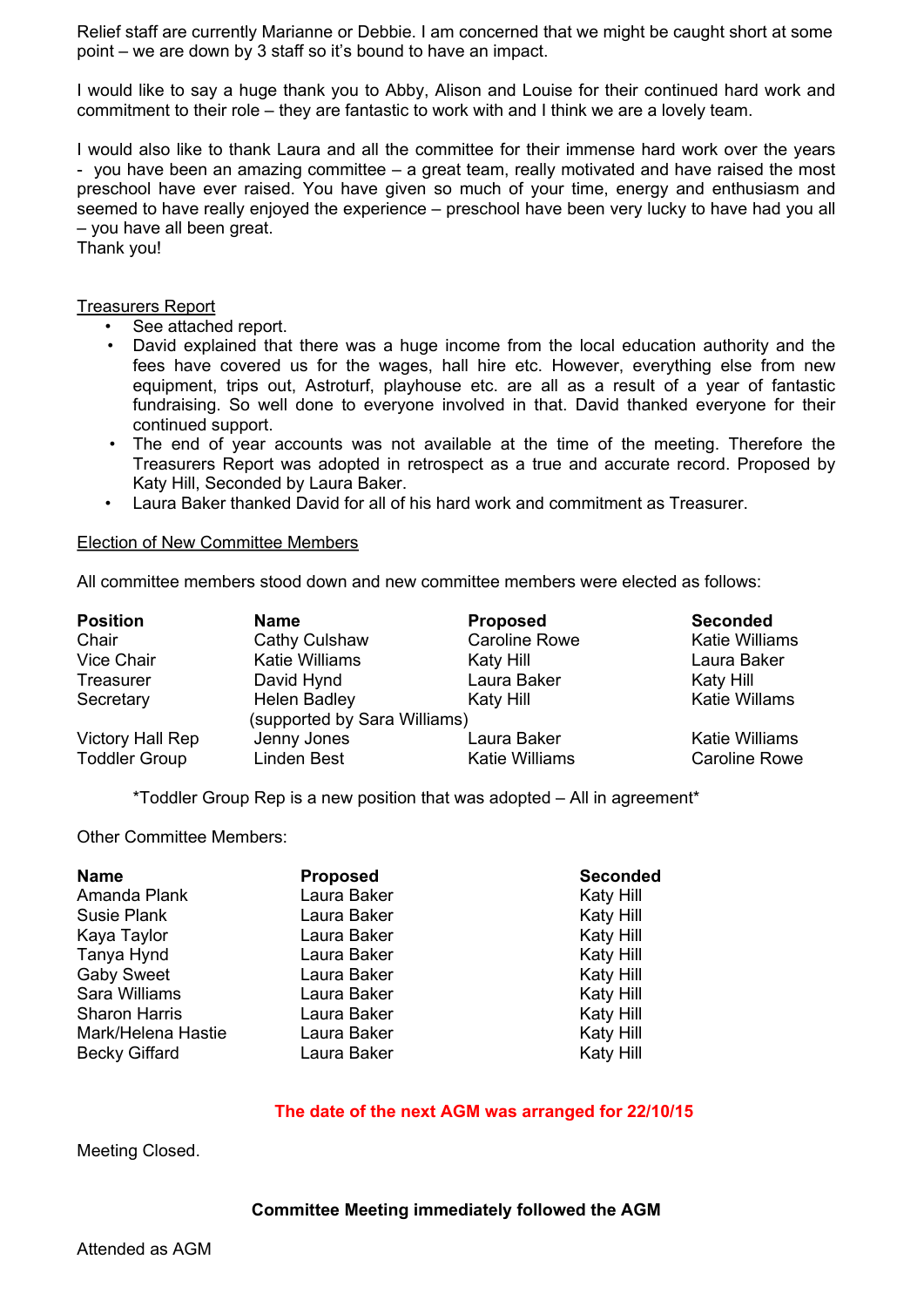Relief staff are currently Marianne or Debbie. I am concerned that we might be caught short at some point – we are down by 3 staff so it's bound to have an impact.

I would like to say a huge thank you to Abby, Alison and Louise for their continued hard work and commitment to their role – they are fantastic to work with and I think we are a lovely team.

I would also like to thank Laura and all the committee for their immense hard work over the years - you have been an amazing committee – a great team, really motivated and have raised the most preschool have ever raised. You have given so much of your time, energy and enthusiasm and seemed to have really enjoyed the experience – preschool have been very lucky to have had you all – you have all been great.
Thank you!

<u>Treasurers Report</u>

- See attached report.
- David explained that there was a huge income from the local education authority and the fees have covered us for the wages, hall hire etc. However, everything else from new equipment, trips out, Astroturf, playhouse etc. are all as a result of a year of fantastic fundraising. So well done to everyone involved in that. David thanked everyone for their continued support.
- The end of year accounts was not available at the time of the meeting. Therefore the Treasurers Report was adopted in retrospect as a true and accurate record. Proposed by Katy Hill, Seconded by Laura Baker.
- Laura Baker thanked David for all of his hard work and commitment as Treasurer.

<u>Election of New Committee Members</u>

All committee members stood down and new committee members were elected as follows:

| Position | Name | Proposed | Seconded |
|---|---|---|---|
| Chair | Cathy Culshaw | Caroline Rowe | Katie Williams |
| Vice Chair | Katie Williams | Katy Hill | Laura Baker |
| Treasurer | David Hynd | Laura Baker | Katy Hill |
| Secretary | Helen Badley (supported by Sara Williams) | Katy Hill | Katie Willams |
| Victory Hall Rep | Jenny Jones | Laura Baker | Katie Williams |
| Toddler Group | Linden Best | Katie Williams | Caroline Rowe |

*Toddler Group Rep is a new position that was adopted – All in agreement*

Other Committee Members:

| Name | Proposed | Seconded |
|---|---|---|
| Amanda Plank | Laura Baker | Katy Hill |
| Susie Plank | Laura Baker | Katy Hill |
| Kaya Taylor | Laura Baker | Katy Hill |
| Tanya Hynd | Laura Baker | Katy Hill |
| Gaby Sweet | Laura Baker | Katy Hill |
| Sara Williams | Laura Baker | Katy Hill |
| Sharon Harris | Laura Baker | Katy Hill |
| Mark/Helena Hastie | Laura Baker | Katy Hill |
| Becky Giffard | Laura Baker | Katy Hill |

**The date of the next AGM was arranged for 22/10/15**

Meeting Closed.

**Committee Meeting immediately followed the AGM**

Attended as AGM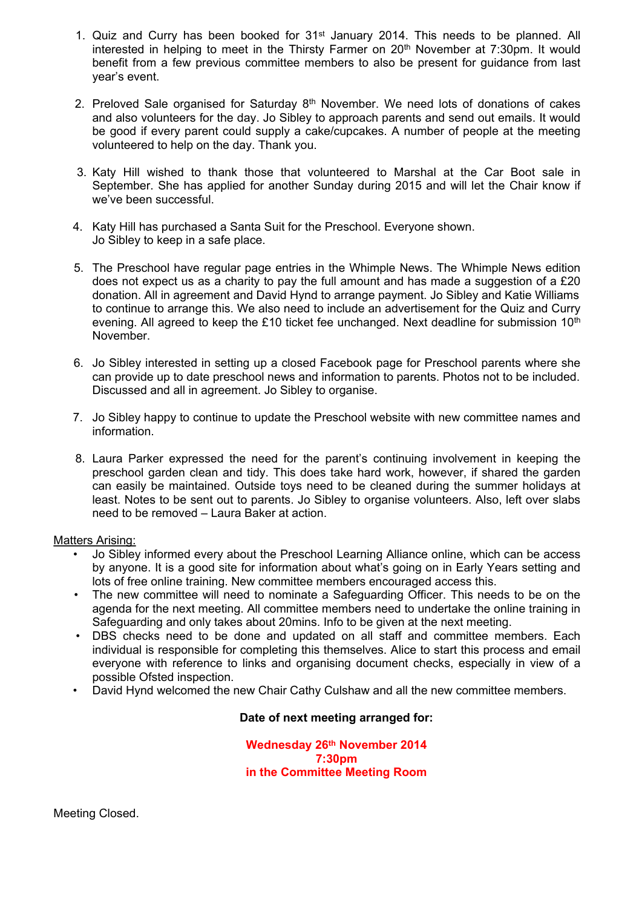1. Quiz and Curry has been booked for 31st January 2014. This needs to be planned. All interested in helping to meet in the Thirsty Farmer on 20th November at 7:30pm. It would benefit from a few previous committee members to also be present for guidance from last year's event.

2. Preloved Sale organised for Saturday 8th November. We need lots of donations of cakes and also volunteers for the day. Jo Sibley to approach parents and send out emails. It would be good if every parent could supply a cake/cupcakes. A number of people at the meeting volunteered to help on the day. Thank you.

3. Katy Hill wished to thank those that volunteered to Marshal at the Car Boot sale in September. She has applied for another Sunday during 2015 and will let the Chair know if we've been successful.

4. Katy Hill has purchased a Santa Suit for the Preschool. Everyone shown.
   Jo Sibley to keep in a safe place.

5. The Preschool have regular page entries in the Whimple News. The Whimple News edition does not expect us as a charity to pay the full amount and has made a suggestion of a £20 donation. All in agreement and David Hynd to arrange payment. Jo Sibley and Katie Williams to continue to arrange this. We also need to include an advertisement for the Quiz and Curry evening. All agreed to keep the £10 ticket fee unchanged. Next deadline for submission 10th November.

6. Jo Sibley interested in setting up a closed Facebook page for Preschool parents where she can provide up to date preschool news and information to parents. Photos not to be included. Discussed and all in agreement. Jo Sibley to organise.

7. Jo Sibley happy to continue to update the Preschool website with new committee names and information.

8. Laura Parker expressed the need for the parent's continuing involvement in keeping the preschool garden clean and tidy. This does take hard work, however, if shared the garden can easily be maintained. Outside toys need to be cleaned during the summer holidays at least. Notes to be sent out to parents. Jo Sibley to organise volunteers. Also, left over slabs need to be removed – Laura Baker at action.

Matters Arising:

- Jo Sibley informed every about the Preschool Learning Alliance online, which can be access by anyone. It is a good site for information about what's going on in Early Years setting and lots of free online training. New committee members encouraged access this.
- The new committee will need to nominate a Safeguarding Officer. This needs to be on the agenda for the next meeting. All committee members need to undertake the online training in Safeguarding and only takes about 20mins. Info to be given at the next meeting.
- DBS checks need to be done and updated on all staff and committee members. Each individual is responsible for completing this themselves. Alice to start this process and email everyone with reference to links and organising document checks, especially in view of a possible Ofsted inspection.
- David Hynd welcomed the new Chair Cathy Culshaw and all the new committee members.

**Date of next meeting arranged for:**

**Wednesday 26th November 2014**
**7:30pm**
**in the Committee Meeting Room**

Meeting Closed.